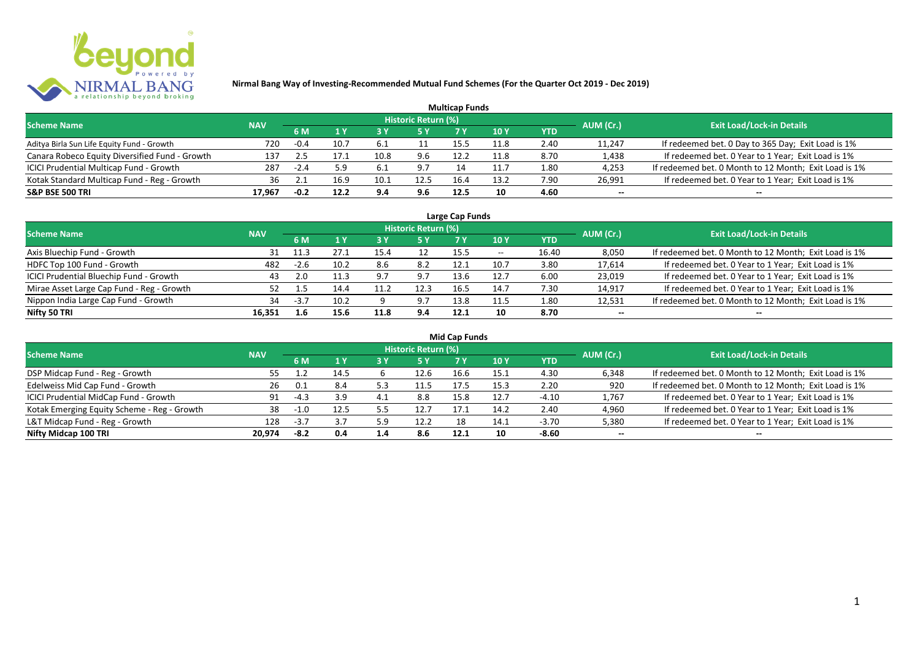# Nirmal Bang Way of Investing-Recommended Mutual Fund Schemes (For the Quarter Oct 2019 - Dec 2019)

## Multicap Funds

| Scheme Name | NAV | Historic Return (%) | | | | | | | AUM (Cr.) | Exit Load/Lock-in Details |
|---|---|---|---|---|---|---|---|---|---|---|
| | | 6 M | 1 Y | 3 Y | 5 Y | 7 Y | 10 Y | YTD | | |
| Aditya Birla Sun Life Equity Fund - Growth | 720 | -0.4 | 10.7 | 6.1 | 11 | 15.5 | 11.8 | 2.40 | 11,247 | If redeemed bet. 0 Day to 365 Day; Exit Load is 1% |
| Canara Robeco Equity Diversified Fund - Growth | 137 | 2.5 | 17.1 | 10.8 | 9.6 | 12.2 | 11.8 | 8.70 | 1,438 | If redeemed bet. 0 Year to 1 Year; Exit Load is 1% |
| ICICI Prudential Multicap Fund - Growth | 287 | -2.4 | 5.9 | 6.1 | 9.7 | 14 | 11.7 | 1.80 | 4,253 | If redeemed bet. 0 Month to 12 Month; Exit Load is 1% |
| Kotak Standard Multicap Fund - Reg - Growth | 36 | 2.1 | 16.9 | 10.1 | 12.5 | 16.4 | 13.2 | 7.90 | 26,991 | If redeemed bet. 0 Year to 1 Year; Exit Load is 1% |
| **S&P BSE 500 TRI** | **17,967** | **-0.2** | **12.2** | **9.4** | **9.6** | **12.5** | **10** | **4.60** | -- | -- |

## Large Cap Funds

| Scheme Name | NAV | Historic Return (%) | | | | | | | AUM (Cr.) | Exit Load/Lock-in Details |
|---|---|---|---|---|---|---|---|---|---|---|
| | | 6 M | 1 Y | 3 Y | 5 Y | 7 Y | 10 Y | YTD | | |
| Axis Bluechip Fund - Growth | 31 | 11.3 | 27.1 | 15.4 | 12 | 15.5 | -- | 16.40 | 8,050 | If redeemed bet. 0 Month to 12 Month; Exit Load is 1% |
| HDFC Top 100 Fund - Growth | 482 | -2.6 | 10.2 | 8.6 | 8.2 | 12.1 | 10.7 | 3.80 | 17,614 | If redeemed bet. 0 Year to 1 Year; Exit Load is 1% |
| ICICI Prudential Bluechip Fund - Growth | 43 | 2.0 | 11.3 | 9.7 | 9.7 | 13.6 | 12.7 | 6.00 | 23,019 | If redeemed bet. 0 Year to 1 Year; Exit Load is 1% |
| Mirae Asset Large Cap Fund - Reg - Growth | 52 | 1.5 | 14.4 | 11.2 | 12.3 | 16.5 | 14.7 | 7.30 | 14,917 | If redeemed bet. 0 Year to 1 Year; Exit Load is 1% |
| Nippon India Large Cap Fund - Growth | 34 | -3.7 | 10.2 | 9 | 9.7 | 13.8 | 11.5 | 1.80 | 12,531 | If redeemed bet. 0 Month to 12 Month; Exit Load is 1% |
| **Nifty 50 TRI** | **16,351** | **1.6** | **15.6** | **11.8** | **9.4** | **12.1** | **10** | **8.70** | -- | -- |

## Mid Cap Funds

| Scheme Name | NAV | Historic Return (%) | | | | | | | AUM (Cr.) | Exit Load/Lock-in Details |
|---|---|---|---|---|---|---|---|---|---|---|
| | | 6 M | 1 Y | 3 Y | 5 Y | 7 Y | 10 Y | YTD | | |
| DSP Midcap Fund - Reg - Growth | 55 | 1.2 | 14.5 | 6 | 12.6 | 16.6 | 15.1 | 4.30 | 6,348 | If redeemed bet. 0 Month to 12 Month; Exit Load is 1% |
| Edelweiss Mid Cap Fund - Growth | 26 | 0.1 | 8.4 | 5.3 | 11.5 | 17.5 | 15.3 | 2.20 | 920 | If redeemed bet. 0 Month to 12 Month; Exit Load is 1% |
| ICICI Prudential MidCap Fund - Growth | 91 | -4.3 | 3.9 | 4.1 | 8.8 | 15.8 | 12.7 | -4.10 | 1,767 | If redeemed bet. 0 Year to 1 Year; Exit Load is 1% |
| Kotak Emerging Equity Scheme - Reg - Growth | 38 | -1.0 | 12.5 | 5.5 | 12.7 | 17.1 | 14.2 | 2.40 | 4,960 | If redeemed bet. 0 Year to 1 Year; Exit Load is 1% |
| L&T Midcap Fund - Reg - Growth | 128 | -3.7 | 3.7 | 5.9 | 12.2 | 18 | 14.1 | -3.70 | 5,380 | If redeemed bet. 0 Year to 1 Year; Exit Load is 1% |
| **Nifty Midcap 100 TRI** | **20,974** | **-8.2** | **0.4** | **1.4** | **8.6** | **12.1** | **10** | **-8.60** | -- | -- |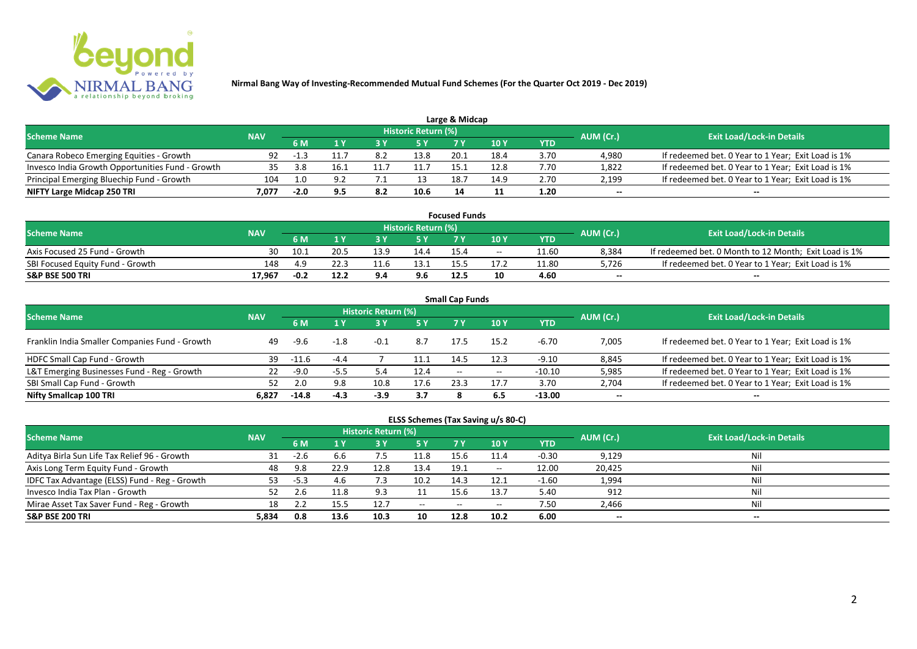**Nirmal Bang Way of Investing-Recommended Mutual Fund Schemes (For the Quarter Oct 2019 - Dec 2019)**

### Large & Midcap

| Scheme Name | NAV | Historic Return (%) | | | | | | | AUM (Cr.) | Exit Load/Lock-in Details |
|---|---|---|---|---|---|---|---|---|---|---|
| | | 6 M | 1 Y | 3 Y | 5 Y | 7 Y | 10 Y | YTD | | |
| Canara Robeco Emerging Equities - Growth | 92 | -1.3 | 11.7 | 8.2 | 13.8 | 20.1 | 18.4 | 3.70 | 4,980 | If redeemed bet. 0 Year to 1 Year; Exit Load is 1% |
| Invesco India Growth Opportunities Fund - Growth | 35 | 3.8 | 16.1 | 11.7 | 11.7 | 15.1 | 12.8 | 7.70 | 1,822 | If redeemed bet. 0 Year to 1 Year; Exit Load is 1% |
| Principal Emerging Bluechip Fund - Growth | 104 | 1.0 | 9.2 | 7.1 | 13 | 18.7 | 14.9 | 2.70 | 2,199 | If redeemed bet. 0 Year to 1 Year; Exit Load is 1% |
| **NIFTY Large Midcap 250 TRI** | **7,077** | **-2.0** | **9.5** | **8.2** | **10.6** | **14** | **11** | **1.20** | **--** | **--** |

### Focused Funds

| Scheme Name | NAV | Historic Return (%) | | | | | | | AUM (Cr.) | Exit Load/Lock-in Details |
|---|---|---|---|---|---|---|---|---|---|---|
| | | 6 M | 1 Y | 3 Y | 5 Y | 7 Y | 10 Y | YTD | | |
| Axis Focused 25 Fund - Growth | 30 | 10.1 | 20.5 | 13.9 | 14.4 | 15.4 | -- | 11.60 | 8,384 | If redeemed bet. 0 Month to 12 Month; Exit Load is 1% |
| SBI Focused Equity Fund - Growth | 148 | 4.9 | 22.3 | 11.6 | 13.1 | 15.5 | 17.2 | 11.80 | 5,726 | If redeemed bet. 0 Year to 1 Year; Exit Load is 1% |
| **S&P BSE 500 TRI** | **17,967** | **-0.2** | **12.2** | **9.4** | **9.6** | **12.5** | **10** | **4.60** | **--** | **--** |

### Small Cap Funds

| Scheme Name | NAV | Historic Return (%) | | | | | | | AUM (Cr.) | Exit Load/Lock-in Details |
|---|---|---|---|---|---|---|---|---|---|---|
| | | 6 M | 1 Y | 3 Y | 5 Y | 7 Y | 10 Y | YTD | | |
| Franklin India Smaller Companies Fund - Growth | 49 | -9.6 | -1.8 | -0.1 | 8.7 | 17.5 | 15.2 | -6.70 | 7,005 | If redeemed bet. 0 Year to 1 Year; Exit Load is 1% |
| HDFC Small Cap Fund - Growth | 39 | -11.6 | -4.4 | 7 | 11.1 | 14.5 | 12.3 | -9.10 | 8,845 | If redeemed bet. 0 Year to 1 Year; Exit Load is 1% |
| L&T Emerging Businesses Fund - Reg - Growth | 22 | -9.0 | -5.5 | 5.4 | 12.4 | -- | -- | -10.10 | 5,985 | If redeemed bet. 0 Year to 1 Year; Exit Load is 1% |
| SBI Small Cap Fund - Growth | 52 | 2.0 | 9.8 | 10.8 | 17.6 | 23.3 | 17.7 | 3.70 | 2,704 | If redeemed bet. 0 Year to 1 Year; Exit Load is 1% |
| **Nifty Smallcap 100 TRI** | **6,827** | **-14.8** | **-4.3** | **-3.9** | **3.7** | **8** | **6.5** | **-13.00** | **--** | **--** |

### ELSS Schemes (Tax Saving u/s 80-C)

| Scheme Name | NAV | Historic Return (%) | | | | | | | AUM (Cr.) | Exit Load/Lock-in Details |
|---|---|---|---|---|---|---|---|---|---|---|
| | | 6 M | 1 Y | 3 Y | 5 Y | 7 Y | 10 Y | YTD | | |
| Aditya Birla Sun Life Tax Relief 96 - Growth | 31 | -2.6 | 6.6 | 7.5 | 11.8 | 15.6 | 11.4 | -0.30 | 9,129 | Nil |
| Axis Long Term Equity Fund - Growth | 48 | 9.8 | 22.9 | 12.8 | 13.4 | 19.1 | -- | 12.00 | 20,425 | Nil |
| IDFC Tax Advantage (ELSS) Fund - Reg - Growth | 53 | -5.3 | 4.6 | 7.3 | 10.2 | 14.3 | 12.1 | -1.60 | 1,994 | Nil |
| Invesco India Tax Plan - Growth | 52 | 2.6 | 11.8 | 9.3 | 11 | 15.6 | 13.7 | 5.40 | 912 | Nil |
| Mirae Asset Tax Saver Fund - Reg - Growth | 18 | 2.2 | 15.5 | 12.7 | -- | -- | -- | 7.50 | 2,466 | Nil |
| **S&P BSE 200 TRI** | **5,834** | **0.8** | **13.6** | **10.3** | **10** | **12.8** | **10.2** | **6.00** | **--** | **--** |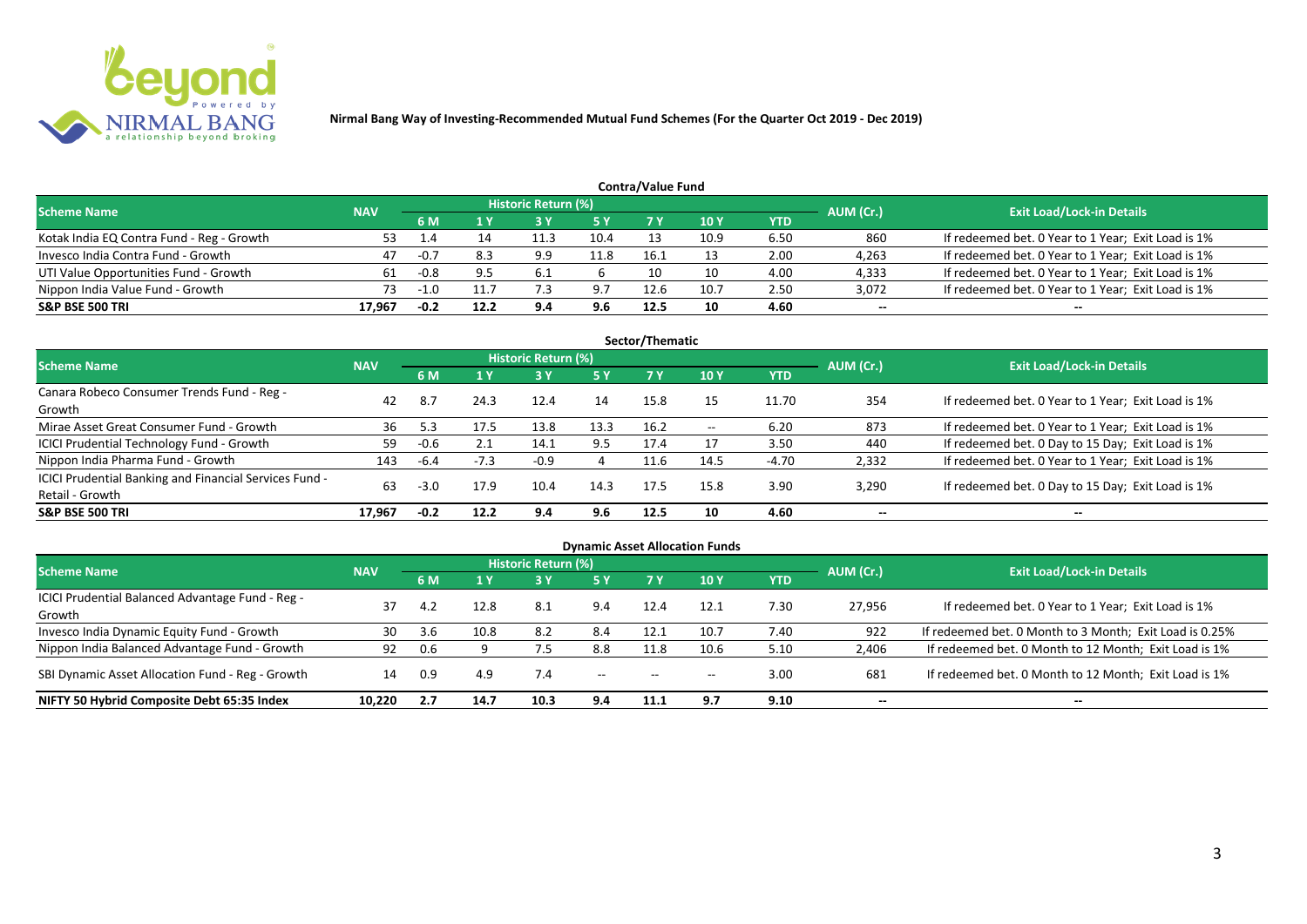Nirmal Bang Way of Investing-Recommended Mutual Fund Schemes (For the Quarter Oct 2019 - Dec 2019)

## Contra/Value Fund

| Scheme Name | NAV | Historic Return (%) | | | | | | | AUM (Cr.) | Exit Load/Lock-in Details |
|---|---|---|---|---|---|---|---|---|---|---|
| | | 6 M | 1 Y | 3 Y | 5 Y | 7 Y | 10 Y | YTD | | |
| Kotak India EQ Contra Fund - Reg - Growth | 53 | 1.4 | 14 | 11.3 | 10.4 | 13 | 10.9 | 6.50 | 860 | If redeemed bet. 0 Year to 1 Year; Exit Load is 1% |
| Invesco India Contra Fund - Growth | 47 | -0.7 | 8.3 | 9.9 | 11.8 | 16.1 | 13 | 2.00 | 4,263 | If redeemed bet. 0 Year to 1 Year; Exit Load is 1% |
| UTI Value Opportunities Fund - Growth | 61 | -0.8 | 9.5 | 6.1 | 6 | 10 | 10 | 4.00 | 4,333 | If redeemed bet. 0 Year to 1 Year; Exit Load is 1% |
| Nippon India Value Fund - Growth | 73 | -1.0 | 11.7 | 7.3 | 9.7 | 12.6 | 10.7 | 2.50 | 3,072 | If redeemed bet. 0 Year to 1 Year; Exit Load is 1% |
| **S&P BSE 500 TRI** | **17,967** | **-0.2** | **12.2** | **9.4** | **9.6** | **12.5** | **10** | **4.60** | **--** | **--** |

## Sector/Thematic

| Scheme Name | NAV | Historic Return (%) | | | | | | | AUM (Cr.) | Exit Load/Lock-in Details |
|---|---|---|---|---|---|---|---|---|---|---|
| | | 6 M | 1 Y | 3 Y | 5 Y | 7 Y | 10 Y | YTD | | |
| Canara Robeco Consumer Trends Fund - Reg - Growth | 42 | 8.7 | 24.3 | 12.4 | 14 | 15.8 | 15 | 11.70 | 354 | If redeemed bet. 0 Year to 1 Year; Exit Load is 1% |
| Mirae Asset Great Consumer Fund - Growth | 36 | 5.3 | 17.5 | 13.8 | 13.3 | 16.2 | -- | 6.20 | 873 | If redeemed bet. 0 Year to 1 Year; Exit Load is 1% |
| ICICI Prudential Technology Fund - Growth | 59 | -0.6 | 2.1 | 14.1 | 9.5 | 17.4 | 17 | 3.50 | 440 | If redeemed bet. 0 Day to 15 Day; Exit Load is 1% |
| Nippon India Pharma Fund - Growth | 143 | -6.4 | -7.3 | -0.9 | 4 | 11.6 | 14.5 | -4.70 | 2,332 | If redeemed bet. 0 Year to 1 Year; Exit Load is 1% |
| ICICI Prudential Banking and Financial Services Fund - Retail - Growth | 63 | -3.0 | 17.9 | 10.4 | 14.3 | 17.5 | 15.8 | 3.90 | 3,290 | If redeemed bet. 0 Day to 15 Day; Exit Load is 1% |
| **S&P BSE 500 TRI** | **17,967** | **-0.2** | **12.2** | **9.4** | **9.6** | **12.5** | **10** | **4.60** | **--** | **--** |

## Dynamic Asset Allocation Funds

| Scheme Name | NAV | Historic Return (%) | | | | | | | AUM (Cr.) | Exit Load/Lock-in Details |
|---|---|---|---|---|---|---|---|---|---|---|
| | | 6 M | 1 Y | 3 Y | 5 Y | 7 Y | 10 Y | YTD | | |
| ICICI Prudential Balanced Advantage Fund - Reg - Growth | 37 | 4.2 | 12.8 | 8.1 | 9.4 | 12.4 | 12.1 | 7.30 | 27,956 | If redeemed bet. 0 Year to 1 Year; Exit Load is 1% |
| Invesco India Dynamic Equity Fund - Growth | 30 | 3.6 | 10.8 | 8.2 | 8.4 | 12.1 | 10.7 | 7.40 | 922 | If redeemed bet. 0 Month to 3 Month; Exit Load is 0.25% |
| Nippon India Balanced Advantage Fund - Growth | 92 | 0.6 | 9 | 7.5 | 8.8 | 11.8 | 10.6 | 5.10 | 2,406 | If redeemed bet. 0 Month to 12 Month; Exit Load is 1% |
| SBI Dynamic Asset Allocation Fund - Reg - Growth | 14 | 0.9 | 4.9 | 7.4 | -- | -- | -- | 3.00 | 681 | If redeemed bet. 0 Month to 12 Month; Exit Load is 1% |
| **NIFTY 50 Hybrid Composite Debt 65:35 Index** | **10,220** | **2.7** | **14.7** | **10.3** | **9.4** | **11.1** | **9.7** | **9.10** | **--** | **--** |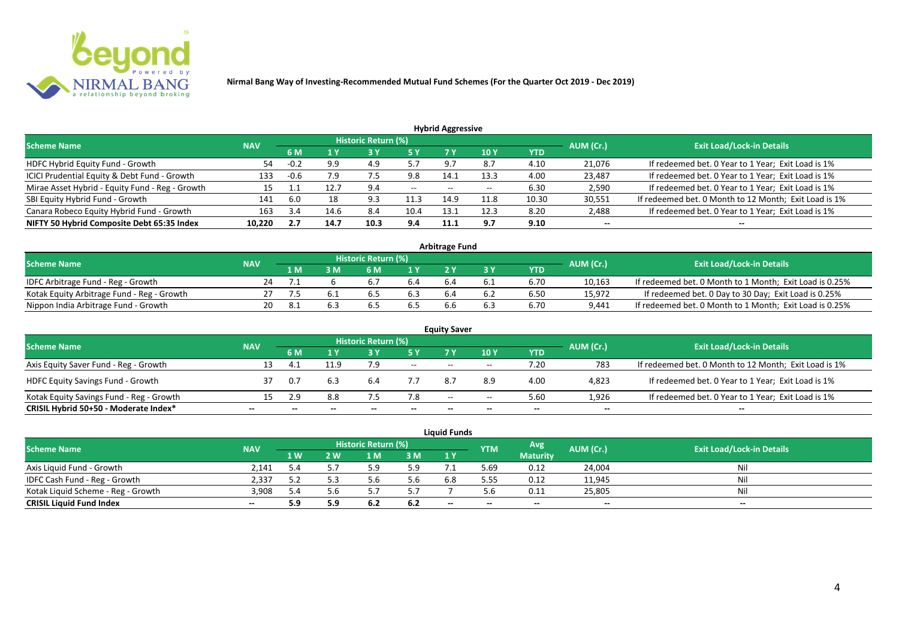**Nirmal Bang Way of Investing-Recommended Mutual Fund Schemes (For the Quarter Oct 2019 - Dec 2019)**

## Hybrid Aggressive

| Scheme Name | NAV | Historic Return (%) | | | | | | YTD | AUM (Cr.) | Exit Load/Lock-in Details |
|---|---|---|---|---|---|---|---|---|---|---|
| | | 6 M | 1 Y | 3 Y | 5 Y | 7 Y | 10 Y | | | |
| HDFC Hybrid Equity Fund - Growth | 54 | -0.2 | 9.9 | 4.9 | 5.7 | 9.7 | 8.7 | 4.10 | 21,076 | If redeemed bet. 0 Year to 1 Year; Exit Load is 1% |
| ICICI Prudential Equity & Debt Fund - Growth | 133 | -0.6 | 7.9 | 7.5 | 9.8 | 14.1 | 13.3 | 4.00 | 23,487 | If redeemed bet. 0 Year to 1 Year; Exit Load is 1% |
| Mirae Asset Hybrid - Equity Fund - Reg - Growth | 15 | 1.1 | 12.7 | 9.4 | -- | -- | -- | 6.30 | 2,590 | If redeemed bet. 0 Year to 1 Year; Exit Load is 1% |
| SBI Equity Hybrid Fund - Growth | 141 | 6.0 | 18 | 9.3 | 11.3 | 14.9 | 11.8 | 10.30 | 30,551 | If redeemed bet. 0 Month to 12 Month; Exit Load is 1% |
| Canara Robeco Equity Hybrid Fund - Growth | 163 | 3.4 | 14.6 | 8.4 | 10.4 | 13.1 | 12.3 | 8.20 | 2,488 | If redeemed bet. 0 Year to 1 Year; Exit Load is 1% |
| **NIFTY 50 Hybrid Composite Debt 65:35 Index** | **10,220** | **2.7** | **14.7** | **10.3** | **9.4** | **11.1** | **9.7** | **9.10** | **--** | **--** |

## Arbitrage Fund

| Scheme Name | NAV | Historic Return (%) | | | | | | YTD | AUM (Cr.) | Exit Load/Lock-in Details |
|---|---|---|---|---|---|---|---|---|---|---|
| | | 1 M | 3 M | 6 M | 1 Y | 2 Y | 3 Y | | | |
| IDFC Arbitrage Fund - Reg - Growth | 24 | 7.1 | 6 | 6.7 | 6.4 | 6.4 | 6.1 | 6.70 | 10,163 | If redeemed bet. 0 Month to 1 Month; Exit Load is 0.25% |
| Kotak Equity Arbitrage Fund - Reg - Growth | 27 | 7.5 | 6.1 | 6.5 | 6.3 | 6.4 | 6.2 | 6.50 | 15,972 | If redeemed bet. 0 Day to 30 Day; Exit Load is 0.25% |
| Nippon India Arbitrage Fund - Growth | 20 | 8.1 | 6.3 | 6.5 | 6.5 | 6.6 | 6.3 | 6.70 | 9,441 | If redeemed bet. 0 Month to 1 Month; Exit Load is 0.25% |

## Equity Saver

| Scheme Name | NAV | Historic Return (%) | | | | | | YTD | AUM (Cr.) | Exit Load/Lock-in Details |
|---|---|---|---|---|---|---|---|---|---|---|
| | | 6 M | 1 Y | 3 Y | 5 Y | 7 Y | 10 Y | | | |
| Axis Equity Saver Fund - Reg - Growth | 13 | 4.1 | 11.9 | 7.9 | -- | -- | -- | 7.20 | 783 | If redeemed bet. 0 Month to 12 Month; Exit Load is 1% |
| HDFC Equity Savings Fund - Growth | 37 | 0.7 | 6.3 | 6.4 | 7.7 | 8.7 | 8.9 | 4.00 | 4,823 | If redeemed bet. 0 Year to 1 Year; Exit Load is 1% |
| Kotak Equity Savings Fund - Reg - Growth | 15 | 2.9 | 8.8 | 7.5 | 7.8 | -- | -- | 5.60 | 1,926 | If redeemed bet. 0 Year to 1 Year; Exit Load is 1% |
| **CRISIL Hybrid 50+50 - Moderate Index*** | **--** | **--** | **--** | **--** | **--** | **--** | **--** | **--** | **--** | **--** |

## Liquid Funds

| Scheme Name | NAV | Historic Return (%) | | | | | YTM | Avg Maturity | AUM (Cr.) | Exit Load/Lock-in Details |
|---|---|---|---|---|---|---|---|---|---|---|
| | | 1 W | 2 W | 1 M | 3 M | 1 Y | | | | |
| Axis Liquid Fund - Growth | 2,141 | 5.4 | 5.7 | 5.9 | 5.9 | 7.1 | 5.69 | 0.12 | 24,004 | Nil |
| IDFC Cash Fund - Reg - Growth | 2,337 | 5.2 | 5.3 | 5.6 | 5.6 | 6.8 | 5.55 | 0.12 | 11,945 | Nil |
| Kotak Liquid Scheme - Reg - Growth | 3,908 | 5.4 | 5.6 | 5.7 | 5.7 | 7 | 5.6 | 0.11 | 25,805 | Nil |
| **CRISIL Liquid Fund Index** | **--** | **5.9** | **5.9** | **6.2** | **6.2** | **--** | **--** | **--** | **--** | **--** |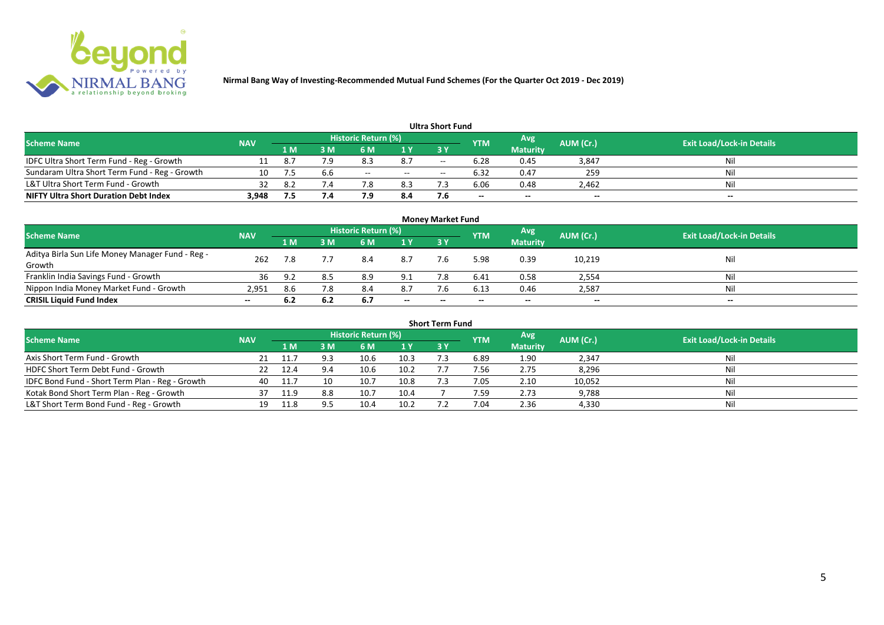**Nirmal Bang Way of Investing-Recommended Mutual Fund Schemes (For the Quarter Oct 2019 - Dec 2019)**

## Ultra Short Fund

| Scheme Name | NAV | Historic Return (%) | | | | | YTM | Avg Maturity | AUM (Cr.) | Exit Load/Lock-in Details |
|---|---|---|---|---|---|---|---|---|---|---|
| | | 1 M | 3 M | 6 M | 1 Y | 3 Y | | | | |
| IDFC Ultra Short Term Fund - Reg - Growth | 11 | 8.7 | 7.9 | 8.3 | 8.7 | -- | 6.28 | 0.45 | 3,847 | Nil |
| Sundaram Ultra Short Term Fund - Reg - Growth | 10 | 7.5 | 6.6 | -- | -- | -- | 6.32 | 0.47 | 259 | Nil |
| L&T Ultra Short Term Fund - Growth | 32 | 8.2 | 7.4 | 7.8 | 8.3 | 7.3 | 6.06 | 0.48 | 2,462 | Nil |
| **NIFTY Ultra Short Duration Debt Index** | **3,948** | **7.5** | **7.4** | **7.9** | **8.4** | **7.6** | **--** | **--** | **--** | **--** |

## Money Market Fund

| Scheme Name | NAV | Historic Return (%) | | | | | YTM | Avg Maturity | AUM (Cr.) | Exit Load/Lock-in Details |
|---|---|---|---|---|---|---|---|---|---|---|
| | | 1 M | 3 M | 6 M | 1 Y | 3 Y | | | | |
| Aditya Birla Sun Life Money Manager Fund - Reg - Growth | 262 | 7.8 | 7.7 | 8.4 | 8.7 | 7.6 | 5.98 | 0.39 | 10,219 | Nil |
| Franklin India Savings Fund - Growth | 36 | 9.2 | 8.5 | 8.9 | 9.1 | 7.8 | 6.41 | 0.58 | 2,554 | Nil |
| Nippon India Money Market Fund - Growth | 2,951 | 8.6 | 7.8 | 8.4 | 8.7 | 7.6 | 6.13 | 0.46 | 2,587 | Nil |
| **CRISIL Liquid Fund Index** | **--** | **6.2** | **6.2** | **6.7** | **--** | **--** | **--** | **--** | **--** | **--** |

## Short Term Fund

| Scheme Name | NAV | Historic Return (%) | | | | | YTM | Avg Maturity | AUM (Cr.) | Exit Load/Lock-in Details |
|---|---|---|---|---|---|---|---|---|---|---|
| | | 1 M | 3 M | 6 M | 1 Y | 3 Y | | | | |
| Axis Short Term Fund - Growth | 21 | 11.7 | 9.3 | 10.6 | 10.3 | 7.3 | 6.89 | 1.90 | 2,347 | Nil |
| HDFC Short Term Debt Fund - Growth | 22 | 12.4 | 9.4 | 10.6 | 10.2 | 7.7 | 7.56 | 2.75 | 8,296 | Nil |
| IDFC Bond Fund - Short Term Plan - Reg - Growth | 40 | 11.7 | 10 | 10.7 | 10.8 | 7.3 | 7.05 | 2.10 | 10,052 | Nil |
| Kotak Bond Short Term Plan - Reg - Growth | 37 | 11.9 | 8.8 | 10.7 | 10.4 | 7 | 7.59 | 2.73 | 9,788 | Nil |
| L&T Short Term Bond Fund - Reg - Growth | 19 | 11.8 | 9.5 | 10.4 | 10.2 | 7.2 | 7.04 | 2.36 | 4,330 | Nil |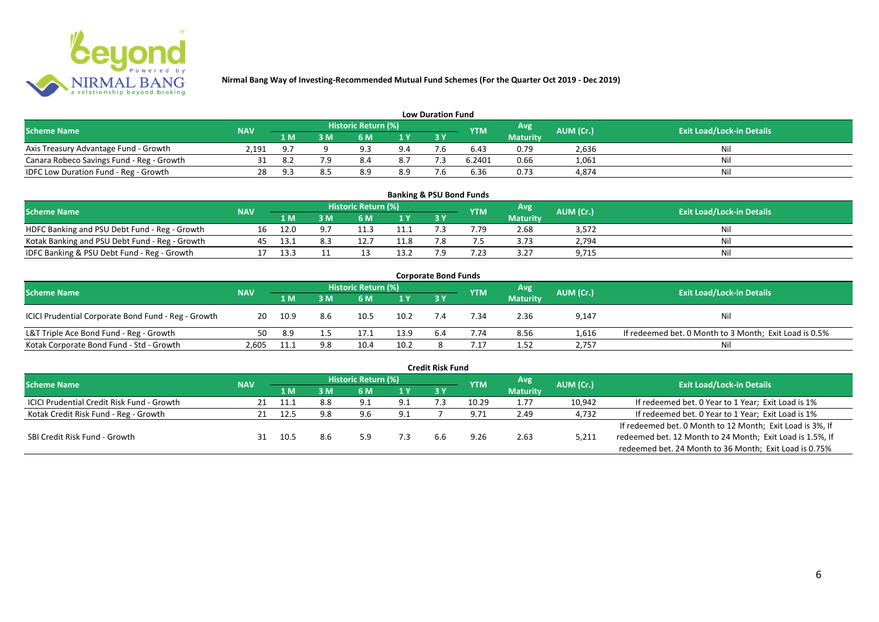**Nirmal Bang Way of Investing-Recommended Mutual Fund Schemes (For the Quarter Oct 2019 - Dec 2019)**

## Low Duration Fund

| Scheme Name | NAV | Historic Return (%) | | | | | YTM | Avg Maturity | AUM (Cr.) | Exit Load/Lock-in Details |
|---|---|---|---|---|---|---|---|---|---|---|
| | | 1 M | 3 M | 6 M | 1 Y | 3 Y | | | | |
| Axis Treasury Advantage Fund - Growth | 2,191 | 9.7 | 9 | 9.3 | 9.4 | 7.6 | 6.43 | 0.79 | 2,636 | Nil |
| Canara Robeco Savings Fund - Reg - Growth | 31 | 8.2 | 7.9 | 8.4 | 8.7 | 7.3 | 6.2401 | 0.66 | 1,061 | Nil |
| IDFC Low Duration Fund - Reg - Growth | 28 | 9.3 | 8.5 | 8.9 | 8.9 | 7.6 | 6.36 | 0.73 | 4,874 | Nil |

## Banking & PSU Bond Funds

| Scheme Name | NAV | Historic Return (%) | | | | | YTM | Avg Maturity | AUM (Cr.) | Exit Load/Lock-in Details |
|---|---|---|---|---|---|---|---|---|---|---|
| | | 1 M | 3 M | 6 M | 1 Y | 3 Y | | | | |
| HDFC Banking and PSU Debt Fund - Reg - Growth | 16 | 12.0 | 9.7 | 11.3 | 11.1 | 7.3 | 7.79 | 2.68 | 3,572 | Nil |
| Kotak Banking and PSU Debt Fund - Reg - Growth | 45 | 13.1 | 8.3 | 12.7 | 11.8 | 7.8 | 7.5 | 3.73 | 2,794 | Nil |
| IDFC Banking & PSU Debt Fund - Reg - Growth | 17 | 13.3 | 11 | 13 | 13.2 | 7.9 | 7.23 | 3.27 | 9,715 | Nil |

## Corporate Bond Funds

| Scheme Name | NAV | Historic Return (%) | | | | | YTM | Avg Maturity | AUM (Cr.) | Exit Load/Lock-in Details |
|---|---|---|---|---|---|---|---|---|---|---|
| | | 1 M | 3 M | 6 M | 1 Y | 3 Y | | | | |
| ICICI Prudential Corporate Bond Fund - Reg - Growth | 20 | 10.9 | 8.6 | 10.5 | 10.2 | 7.4 | 7.34 | 2.36 | 9,147 | Nil |
| L&T Triple Ace Bond Fund - Reg - Growth | 50 | 8.9 | 1.5 | 17.1 | 13.9 | 6.4 | 7.74 | 8.56 | 1,616 | If redeemed bet. 0 Month to 3 Month; Exit Load is 0.5% |
| Kotak Corporate Bond Fund - Std - Growth | 2,605 | 11.1 | 9.8 | 10.4 | 10.2 | 8 | 7.17 | 1.52 | 2,757 | Nil |

## Credit Risk Fund

| Scheme Name | NAV | Historic Return (%) | | | | | YTM | Avg Maturity | AUM (Cr.) | Exit Load/Lock-in Details |
|---|---|---|---|---|---|---|---|---|---|---|
| | | 1 M | 3 M | 6 M | 1 Y | 3 Y | | | | |
| ICICI Prudential Credit Risk Fund - Growth | 21 | 11.1 | 8.8 | 9.1 | 9.1 | 7.3 | 10.29 | 1.77 | 10,942 | If redeemed bet. 0 Year to 1 Year; Exit Load is 1% |
| Kotak Credit Risk Fund - Reg - Growth | 21 | 12.5 | 9.8 | 9.6 | 9.1 | 7 | 9.71 | 2.49 | 4,732 | If redeemed bet. 0 Year to 1 Year; Exit Load is 1% |
| SBI Credit Risk Fund - Growth | 31 | 10.5 | 8.6 | 5.9 | 7.3 | 6.6 | 9.26 | 2.63 | 5,211 | If redeemed bet. 0 Month to 12 Month; Exit Load is 3%, If redeemed bet. 12 Month to 24 Month; Exit Load is 1.5%, If redeemed bet. 24 Month to 36 Month; Exit Load is 0.75% |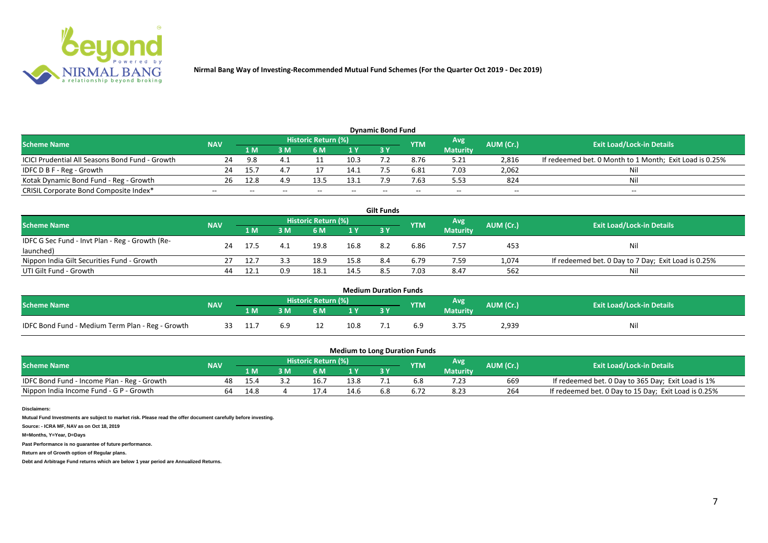# Nirmal Bang Way of Investing-Recommended Mutual Fund Schemes (For the Quarter Oct 2019 - Dec 2019)

## Dynamic Bond Fund

| Scheme Name | NAV | Historic Return (%) | | | | | YTM | Avg Maturity | AUM (Cr.) | Exit Load/Lock-in Details |
|---|---|---|---|---|---|---|---|---|---|---|
| | | 1 M | 3 M | 6 M | 1 Y | 3 Y | | | | |
| ICICI Prudential All Seasons Bond Fund - Growth | 24 | 9.8 | 4.1 | 11 | 10.3 | 7.2 | 8.76 | 5.21 | 2,816 | If redeemed bet. 0 Month to 1 Month; Exit Load is 0.25% |
| IDFC D B F - Reg - Growth | 24 | 15.7 | 4.7 | 17 | 14.1 | 7.5 | 6.81 | 7.03 | 2,062 | Nil |
| Kotak Dynamic Bond Fund - Reg - Growth | 26 | 12.8 | 4.9 | 13.5 | 13.1 | 7.9 | 7.63 | 5.53 | 824 | Nil |
| CRISIL Corporate Bond Composite Index* | -- | -- | -- | -- | -- | -- | -- | -- | -- | -- |

## Gilt Funds

| Scheme Name | NAV | Historic Return (%) | | | | | YTM | Avg Maturity | AUM (Cr.) | Exit Load/Lock-in Details |
|---|---|---|---|---|---|---|---|---|---|---|
| | | 1 M | 3 M | 6 M | 1 Y | 3 Y | | | | |
| IDFC G Sec Fund - Invt Plan - Reg - Growth (Re-launched) | 24 | 17.5 | 4.1 | 19.8 | 16.8 | 8.2 | 6.86 | 7.57 | 453 | Nil |
| Nippon India Gilt Securities Fund - Growth | 27 | 12.7 | 3.3 | 18.9 | 15.8 | 8.4 | 6.79 | 7.59 | 1,074 | If redeemed bet. 0 Day to 7 Day; Exit Load is 0.25% |
| UTI Gilt Fund - Growth | 44 | 12.1 | 0.9 | 18.1 | 14.5 | 8.5 | 7.03 | 8.47 | 562 | Nil |

## Medium Duration Funds

| Scheme Name | NAV | Historic Return (%) | | | | | YTM | Avg Maturity | AUM (Cr.) | Exit Load/Lock-in Details |
|---|---|---|---|---|---|---|---|---|---|---|
| | | 1 M | 3 M | 6 M | 1 Y | 3 Y | | | | |
| IDFC Bond Fund - Medium Term Plan - Reg - Growth | 33 | 11.7 | 6.9 | 12 | 10.8 | 7.1 | 6.9 | 3.75 | 2,939 | Nil |

## Medium to Long Duration Funds

| Scheme Name | NAV | Historic Return (%) | | | | | YTM | Avg Maturity | AUM (Cr.) | Exit Load/Lock-in Details |
|---|---|---|---|---|---|---|---|---|---|---|
| | | 1 M | 3 M | 6 M | 1 Y | 3 Y | | | | |
| IDFC Bond Fund - Income Plan - Reg - Growth | 48 | 15.4 | 3.2 | 16.7 | 13.8 | 7.1 | 6.8 | 7.23 | 669 | If redeemed bet. 0 Day to 365 Day; Exit Load is 1% |
| Nippon India Income Fund - G P - Growth | 64 | 14.8 | 4 | 17.4 | 14.6 | 6.8 | 6.72 | 8.23 | 264 | If redeemed bet. 0 Day to 15 Day; Exit Load is 0.25% |

**Disclaimers:**

**Mutual Fund Investments are subject to market risk. Please read the offer document carefully before investing.**

**Source: - ICRA MF, NAV as on Oct 18, 2019**

**M=Months, Y=Year, D=Days**

**Past Performance is no guarantee of future performance.**

**Return are of Growth option of Regular plans.**

**Debt and Arbitrage Fund returns which are below 1 year period are Annualized Returns.**